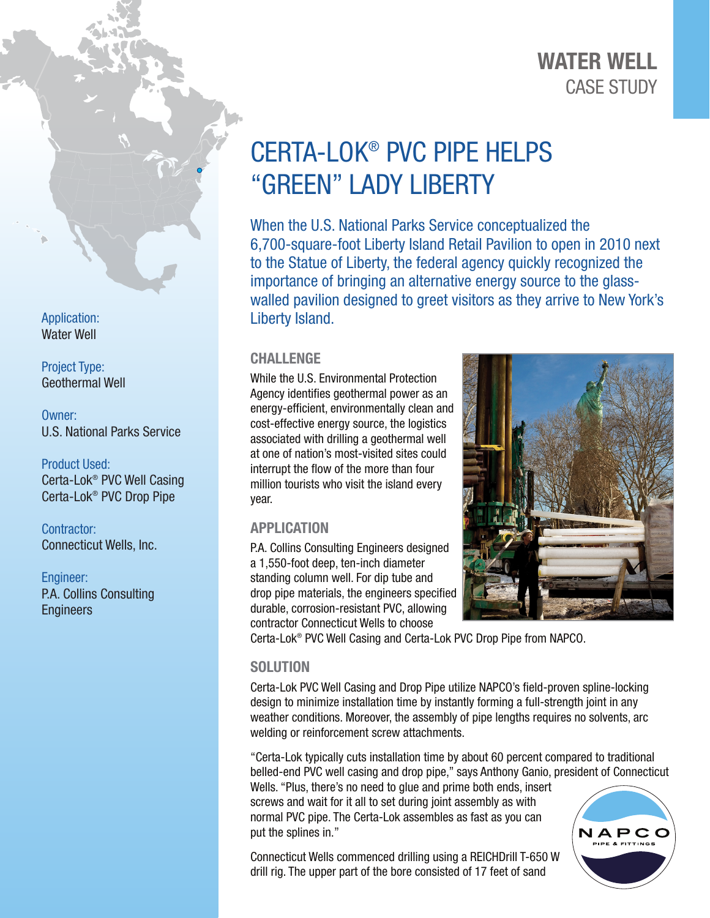**WATER WELL**
CASE STUDY

# CERTA-LOK® PVC PIPE HELPS "GREEN" LADY LIBERTY

When the U.S. National Parks Service conceptualized the 6,700-square-foot Liberty Island Retail Pavilion to open in 2010 next to the Statue of Liberty, the federal agency quickly recognized the importance of bringing an alternative energy source to the glass-walled pavilion designed to greet visitors as they arrive to New York's Liberty Island.

Application:
Water Well

Project Type:
Geothermal Well

Owner:
U.S. National Parks Service

Product Used:
Certa-Lok® PVC Well Casing
Certa-Lok® PVC Drop Pipe

Contractor:
Connecticut Wells, Inc.

Engineer:
P.A. Collins Consulting Engineers

## CHALLENGE

While the U.S. Environmental Protection Agency identifies geothermal power as an energy-efficient, environmentally clean and cost-effective energy source, the logistics associated with drilling a geothermal well at one of nation's most-visited sites could interrupt the flow of the more than four million tourists who visit the island every year.

## APPLICATION

P.A. Collins Consulting Engineers designed a 1,550-foot deep, ten-inch diameter standing column well. For dip tube and drop pipe materials, the engineers specified durable, corrosion-resistant PVC, allowing contractor Connecticut Wells to choose Certa-Lok® PVC Well Casing and Certa-Lok PVC Drop Pipe from NAPCO.

## SOLUTION

Certa-Lok PVC Well Casing and Drop Pipe utilize NAPCO's field-proven spline-locking design to minimize installation time by instantly forming a full-strength joint in any weather conditions. Moreover, the assembly of pipe lengths requires no solvents, arc welding or reinforcement screw attachments.

"Certa-Lok typically cuts installation time by about 60 percent compared to traditional belled-end PVC well casing and drop pipe," says Anthony Ganio, president of Connecticut Wells. "Plus, there's no need to glue and prime both ends, insert screws and wait for it all to set during joint assembly as with normal PVC pipe. The Certa-Lok assembles as fast as you can put the splines in."

Connecticut Wells commenced drilling using a REICHDrill T-650 W drill rig. The upper part of the bore consisted of 17 feet of sand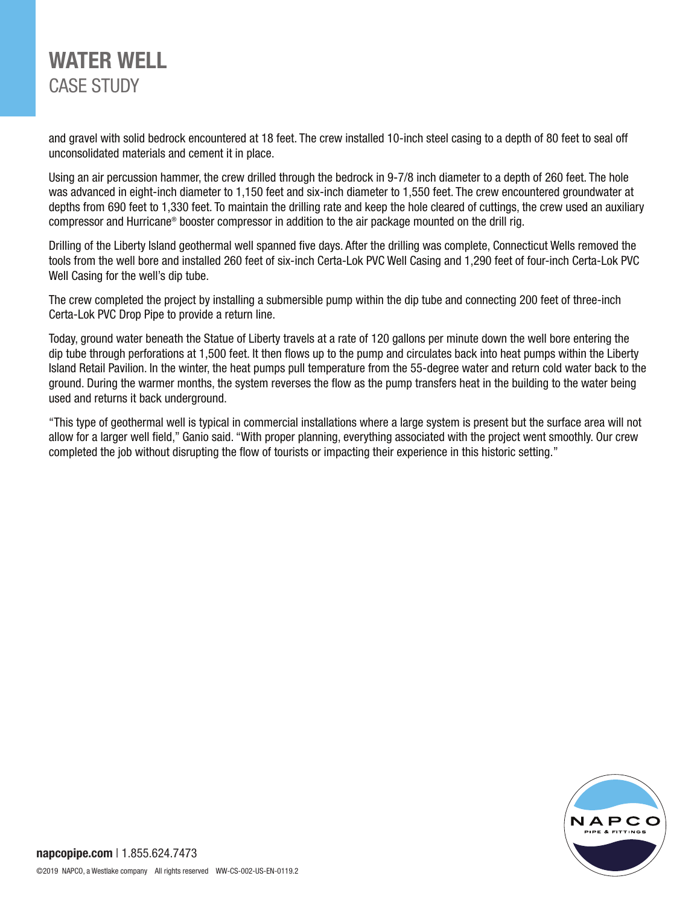# WATER WELL

CASE STUDY

and gravel with solid bedrock encountered at 18 feet. The crew installed 10-inch steel casing to a depth of 80 feet to seal off unconsolidated materials and cement it in place.

Using an air percussion hammer, the crew drilled through the bedrock in 9-7/8 inch diameter to a depth of 260 feet. The hole was advanced in eight-inch diameter to 1,150 feet and six-inch diameter to 1,550 feet. The crew encountered groundwater at depths from 690 feet to 1,330 feet. To maintain the drilling rate and keep the hole cleared of cuttings, the crew used an auxiliary compressor and Hurricane® booster compressor in addition to the air package mounted on the drill rig.

Drilling of the Liberty Island geothermal well spanned five days. After the drilling was complete, Connecticut Wells removed the tools from the well bore and installed 260 feet of six-inch Certa-Lok PVC Well Casing and 1,290 feet of four-inch Certa-Lok PVC Well Casing for the well's dip tube.

The crew completed the project by installing a submersible pump within the dip tube and connecting 200 feet of three-inch Certa-Lok PVC Drop Pipe to provide a return line.

Today, ground water beneath the Statue of Liberty travels at a rate of 120 gallons per minute down the well bore entering the dip tube through perforations at 1,500 feet. It then flows up to the pump and circulates back into heat pumps within the Liberty Island Retail Pavilion. In the winter, the heat pumps pull temperature from the 55-degree water and return cold water back to the ground. During the warmer months, the system reverses the flow as the pump transfers heat in the building to the water being used and returns it back underground.

"This type of geothermal well is typical in commercial installations where a large system is present but the surface area will not allow for a larger well field," Ganio said. "With proper planning, everything associated with the project went smoothly. Our crew completed the job without disrupting the flow of tourists or impacting their experience in this historic setting."

**napcopipe.com** | 1.855.624.7473

©2019 NAPCO, a Westlake company All rights reserved WW-CS-002-US-EN-0119.2